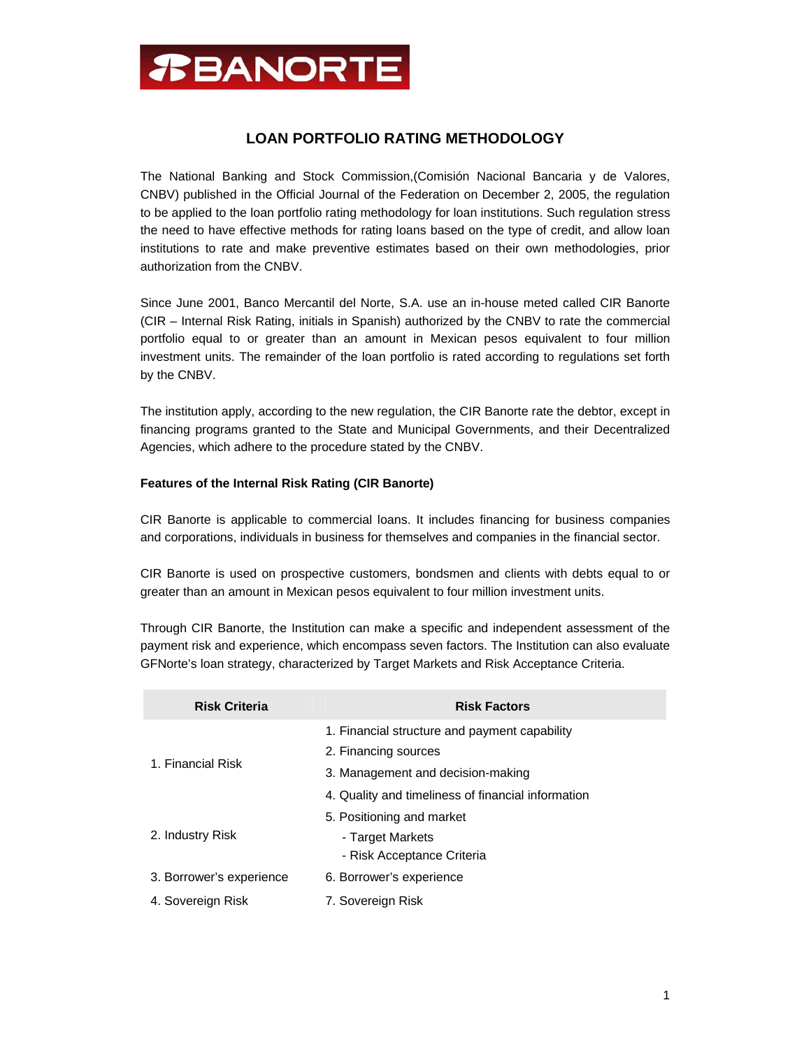BANORTE

# LOAN PORTFOLIO RATING METHODOLOGY

The National Banking and Stock Commission,(Comisión Nacional Bancaria y de Valores, CNBV) published in the Official Journal of the Federation on December 2, 2005, the regulation to be applied to the loan portfolio rating methodology for loan institutions. Such regulation stress the need to have effective methods for rating loans based on the type of credit, and allow loan institutions to rate and make preventive estimates based on their own methodologies, prior authorization from the CNBV.

Since June 2001, Banco Mercantil del Norte, S.A. use an in-house meted called CIR Banorte (CIR – Internal Risk Rating, initials in Spanish) authorized by the CNBV to rate the commercial portfolio equal to or greater than an amount in Mexican pesos equivalent to four million investment units. The remainder of the loan portfolio is rated according to regulations set forth by the CNBV.

The institution apply, according to the new regulation, the CIR Banorte rate the debtor, except in financing programs granted to the State and Municipal Governments, and their Decentralized Agencies, which adhere to the procedure stated by the CNBV.

**Features of the Internal Risk Rating (CIR Banorte)**

CIR Banorte is applicable to commercial loans. It includes financing for business companies and corporations, individuals in business for themselves and companies in the financial sector.

CIR Banorte is used on prospective customers, bondsmen and clients with debts equal to or greater than an amount in Mexican pesos equivalent to four million investment units.

Through CIR Banorte, the Institution can make a specific and independent assessment of the payment risk and experience, which encompass seven factors. The Institution can also evaluate GFNorte's loan strategy, characterized by Target Markets and Risk Acceptance Criteria.

| Risk Criteria | Risk Factors |
|---|---|
| 1. Financial Risk | 1. Financial structure and payment capability<br>2. Financing sources<br>3. Management and decision-making<br>4. Quality and timeliness of financial information |
| 2. Industry Risk | 5. Positioning and market<br>- Target Markets<br>- Risk Acceptance Criteria |
| 3. Borrower's experience | 6. Borrower's experience |
| 4. Sovereign Risk | 7. Sovereign Risk |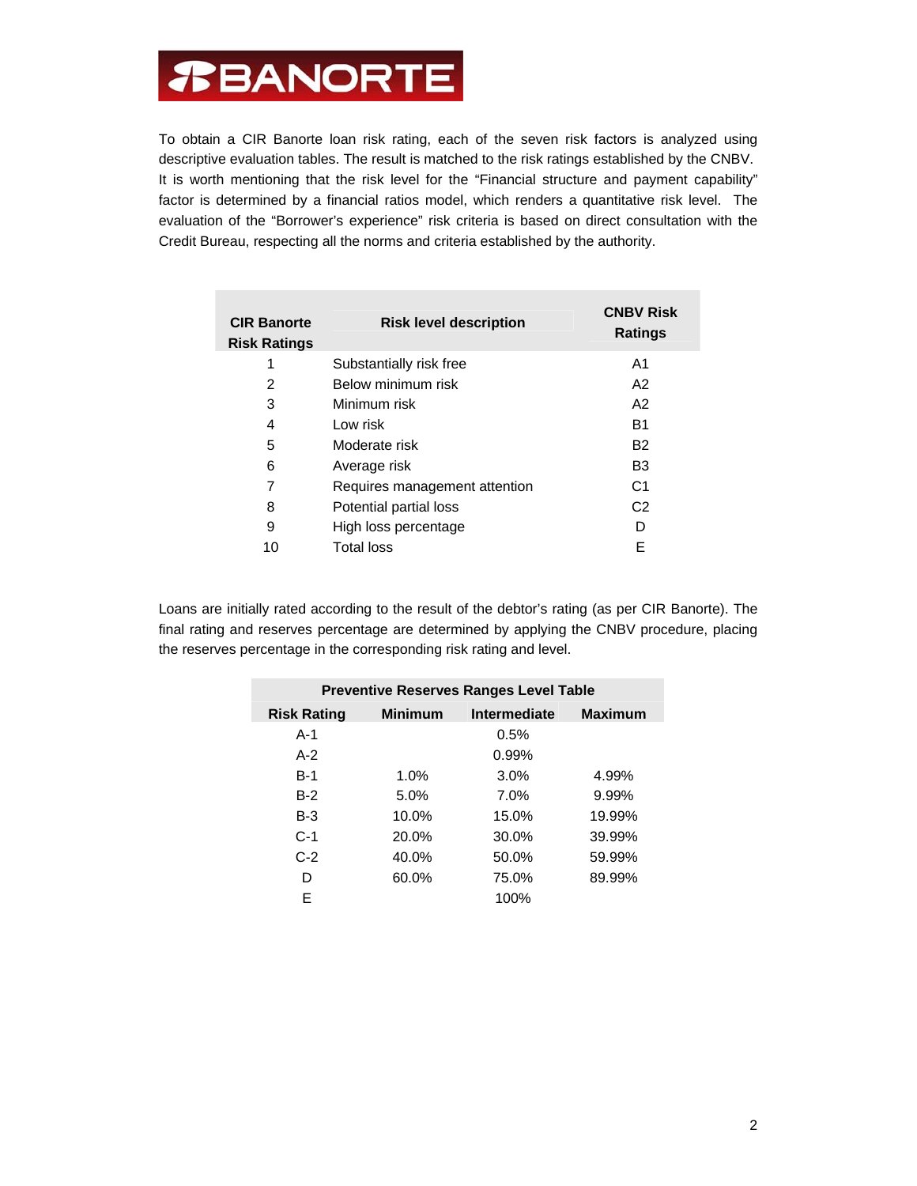**BANORTE**

To obtain a CIR Banorte loan risk rating, each of the seven risk factors is analyzed using descriptive evaluation tables. The result is matched to the risk ratings established by the CNBV. It is worth mentioning that the risk level for the "Financial structure and payment capability" factor is determined by a financial ratios model, which renders a quantitative risk level. The evaluation of the "Borrower's experience" risk criteria is based on direct consultation with the Credit Bureau, respecting all the norms and criteria established by the authority.

| CIR Banorte Risk Ratings | Risk level description | CNBV Risk Ratings |
|---|---|---|
| 1 | Substantially risk free | A1 |
| 2 | Below minimum risk | A2 |
| 3 | Minimum risk | A2 |
| 4 | Low risk | B1 |
| 5 | Moderate risk | B2 |
| 6 | Average risk | B3 |
| 7 | Requires management attention | C1 |
| 8 | Potential partial loss | C2 |
| 9 | High loss percentage | D |
| 10 | Total loss | E |

Loans are initially rated according to the result of the debtor's rating (as per CIR Banorte). The final rating and reserves percentage are determined by applying the CNBV procedure, placing the reserves percentage in the corresponding risk rating and level.

| Preventive Reserves Ranges Level Table | | | |
|---|---|---|---|
| **Risk Rating** | **Minimum** | **Intermediate** | **Maximum** |
| A-1 | | 0.5% | |
| A-2 | | 0.99% | |
| B-1 | 1.0% | 3.0% | 4.99% |
| B-2 | 5.0% | 7.0% | 9.99% |
| B-3 | 10.0% | 15.0% | 19.99% |
| C-1 | 20.0% | 30.0% | 39.99% |
| C-2 | 40.0% | 50.0% | 59.99% |
| D | 60.0% | 75.0% | 89.99% |
| E | | 100% | |